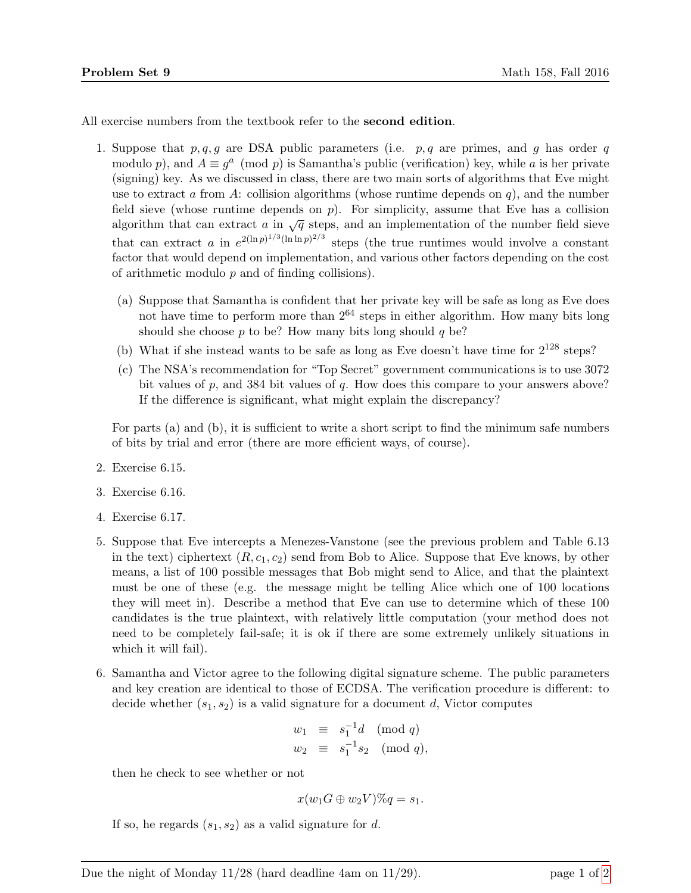All exercise numbers from the textbook refer to the **second edition**.

1. Suppose that $p, q, g$ are DSA public parameters (i.e. $p, q$ are primes, and $g$ has order $q$ modulo $p$), and $A \equiv g^a \pmod{p}$ is Samantha's public (verification) key, while $a$ is her private (signing) key. As we discussed in class, there are two main sorts of algorithms that Eve might use to extract $a$ from $A$: collision algorithms (whose runtime depends on $q$), and the number field sieve (whose runtime depends on $p$). For simplicity, assume that Eve has a collision algorithm that can extract $a$ in $\sqrt{q}$ steps, and an implementation of the number field sieve that can extract $a$ in $e^{2(\ln p)^{1/3} c^{3}(\ln \ln p)^{2/3}}$ steps (the true runtimes would involve a constant factor that would depend on implementation, and various other factors depending on the cost of arithmetic modulo $p$ and of finding collisions).

   (a) Suppose that Samantha is confident that her private key will be safe as long as Eve does not have time to perform more than $2^{64}$ steps in either algorithm. How many bits long should she choose $p$ to be? How many bits long should $q$ be?

   (b) What if she instead wants to be safe as long as Eve doesn't have time for $2^{128}$ steps?

   (c) The NSA's recommendation for "Top Secret" government communications is to use 3072 bit values of $p$, and 384 bit values of $q$. How does this compare to your answers above? If the difference is significant, what might explain the discrepancy?

   For parts (a) and (b), it is sufficient to write a short script to find the minimum safe numbers of bits by trial and error (there are more efficient ways, of course).

2. Exercise 6.15.

3. Exercise 6.16.

4. Exercise 6.17.

5. Suppose that Eve intercepts a Menezes-Vanstone (see the previous problem and Table 6.13 in the text) ciphertext $(R, c_1, c_2)$ send from Bob to Alice. Suppose that Eve knows, by other means, a list of 100 possible messages that Bob might send to Alice, and that the plaintext must be one of these (e.g. the message might be telling Alice which one of 100 locations they will meet in). Describe a method that Eve can use to determine which of these 100 candidates is the true plaintext, with relatively little computation (your method does not need to be completely fail-safe; it is ok if there are some extremely unlikely situations in which it will fail).

6. Samantha and Victor agree to the following digital signature scheme. The public parameters and key creation are identical to those of ECDSA. The verification procedure is different: to decide whether $(s_1, s_2)$ is a valid signature for a document $d$, Victor computes

$$
\begin{aligned}
w_1 &\equiv s_1^{-1} d \pmod{q} \\
w_2 &\equiv s_1^{-1} s_2 \pmod{q},
\end{aligned}
$$

   then he check to see whether or not

$$
x(w_1 G \oplus w_2 V) \% q = s_1.
$$

   If so, he regards $(s_1, s_2)$ as a valid signature for $d$.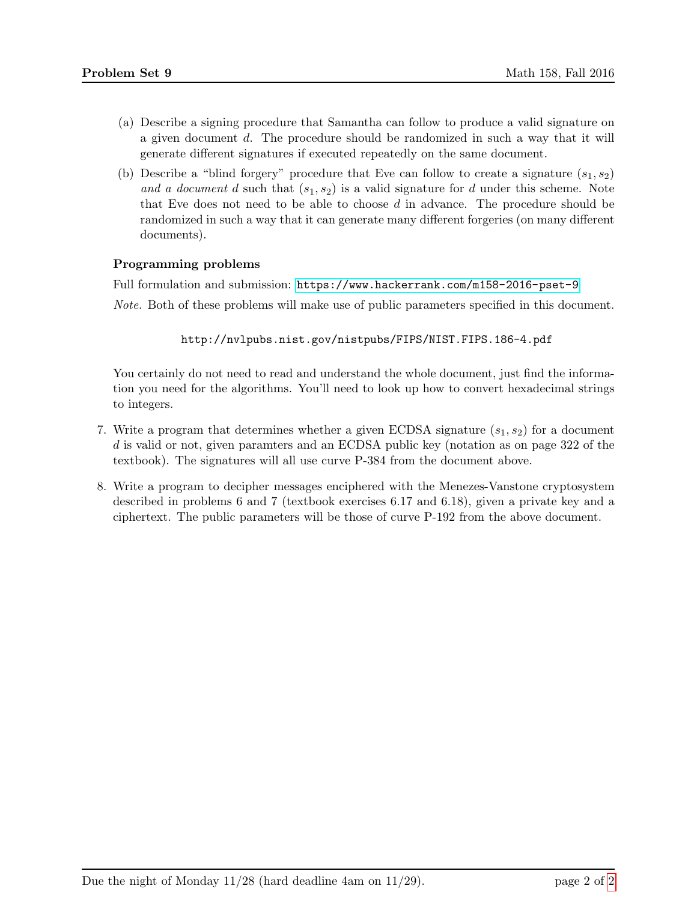(a) Describe a signing procedure that Samantha can follow to produce a valid signature on a given document $d$. The procedure should be randomized in such a way that it will generate different signatures if executed repeatedly on the same document.

(b) Describe a "blind forgery" procedure that Eve can follow to create a signature $(s_1, s_2)$ *and a document* $d$ such that $(s_1, s_2)$ is a valid signature for $d$ under this scheme. Note that Eve does not need to be able to choose $d$ in advance. The procedure should be randomized in such a way that it can generate many different forgeries (on many different documents).

### Programming problems

Full formulation and submission: https://www.hackerrank.com/m158-2016-pset-9

*Note.* Both of these problems will make use of public parameters specified in this document.

```
http://nvlpubs.nist.gov/nistpubs/FIPS/NIST.FIPS.186-4.pdf
```

You certainly do not need to read and understand the whole document, just find the information you need for the algorithms. You'll need to look up how to convert hexadecimal strings to integers.

7. Write a program that determines whether a given ECDSA signature $(s_1, s_2)$ for a document $d$ is valid or not, given paramters and an ECDSA public key (notation as on page 322 of the textbook). The signatures will all use curve P-384 from the document above.

8. Write a program to decipher messages enciphered with the Menezes-Vanstone cryptosystem described in problems 6 and 7 (textbook exercises 6.17 and 6.18), given a private key and a ciphertext. The public parameters will be those of curve P-192 from the above document.

Due the night of Monday 11/28 (hard deadline 4am on 11/29).